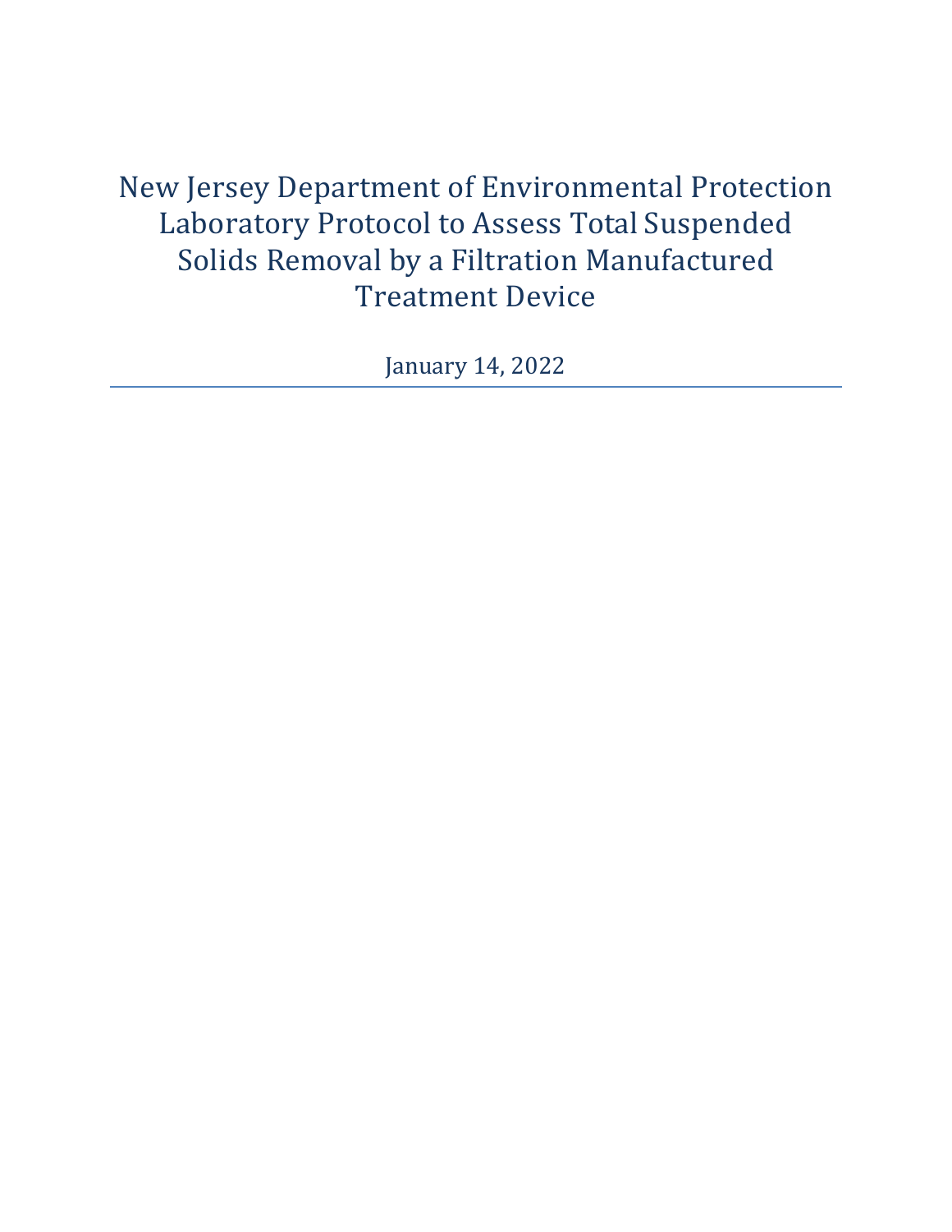# New Jersey Department of Environmental Protection Laboratory Protocol to Assess Total Suspended Solids Removal by a Filtration Manufactured Treatment Device

January 14, 2022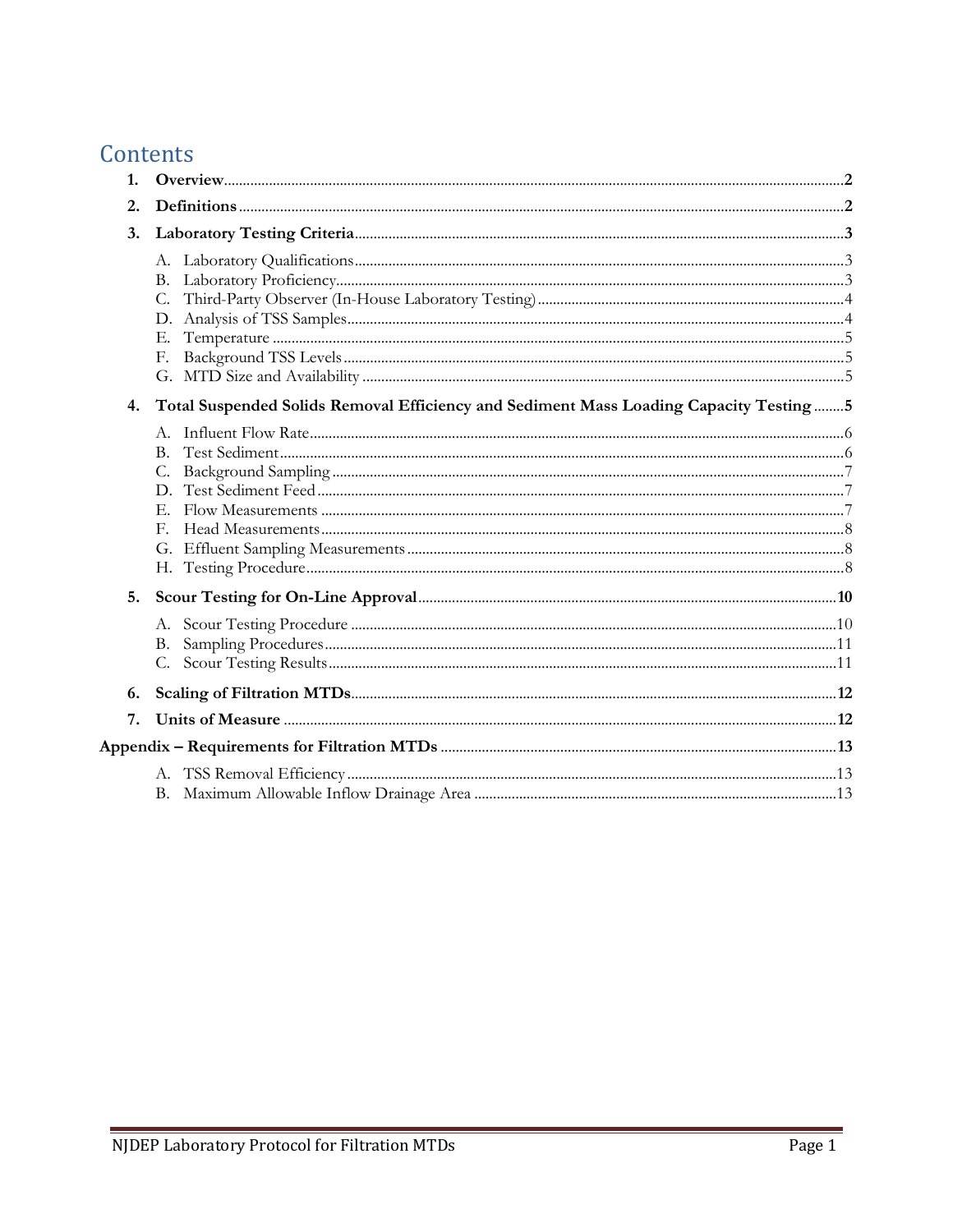# Contents

1. **Overview** .......... 2
2. **Definitions** .......... 2
3. **Laboratory Testing Criteria** .......... 3
   - A. Laboratory Qualifications .......... 3
   - B. Laboratory Proficiency .......... 3
   - C. Third-Party Observer (In-House Laboratory Testing) .......... 4
   - D. Analysis of TSS Samples .......... 4
   - E. Temperature .......... 5
   - F. Background TSS Levels .......... 5
   - G. MTD Size and Availability .......... 5
4. **Total Suspended Solids Removal Efficiency and Sediment Mass Loading Capacity Testing** .......... 5
   - A. Influent Flow Rate .......... 6
   - B. Test Sediment .......... 6
   - C. Background Sampling .......... 7
   - D. Test Sediment Feed .......... 7
   - E. Flow Measurements .......... 7
   - F. Head Measurements .......... 8
   - G. Effluent Sampling Measurements .......... 8
   - H. Testing Procedure .......... 8
5. **Scour Testing for On-Line Approval** .......... 10
   - A. Scour Testing Procedure .......... 10
   - B. Sampling Procedures .......... 11
   - C. Scour Testing Results .......... 11
6. **Scaling of Filtration MTDs** .......... 12
7. **Units of Measure** .......... 12

**Appendix – Requirements for Filtration MTDs** .......... 13

- A. TSS Removal Efficiency .......... 13
- B. Maximum Allowable Inflow Drainage Area .......... 13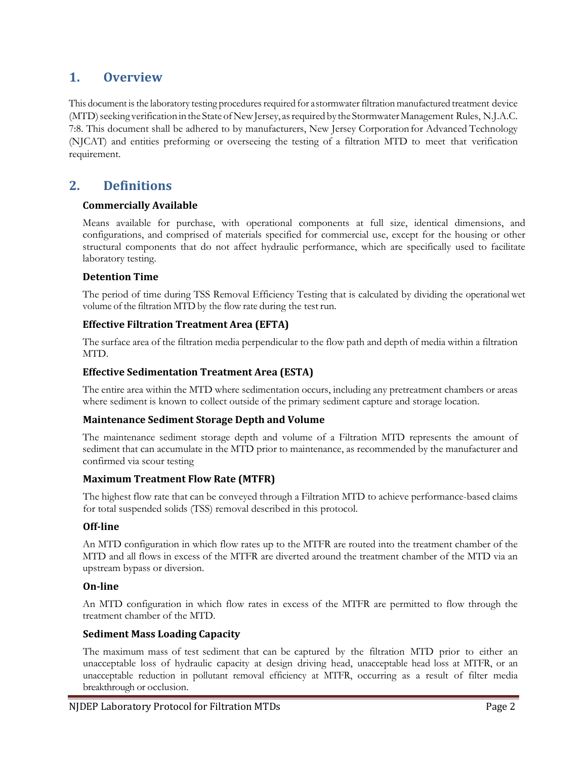## 1. Overview

This document is the laboratory testing procedures required for a stormwater filtration manufactured treatment device (MTD) seeking verification in the State of New Jersey, as required by the Stormwater Management Rules, N.J.A.C. 7:8. This document shall be adhered to by manufacturers, New Jersey Corporation for Advanced Technology (NJCAT) and entities preforming or overseeing the testing of a filtration MTD to meet that verification requirement.

## 2. Definitions

### Commercially Available

Means available for purchase, with operational components at full size, identical dimensions, and configurations, and comprised of materials specified for commercial use, except for the housing or other structural components that do not affect hydraulic performance, which are specifically used to facilitate laboratory testing.

### Detention Time

The period of time during TSS Removal Efficiency Testing that is calculated by dividing the operational wet volume of the filtration MTD by the flow rate during the test run.

### Effective Filtration Treatment Area (EFTA)

The surface area of the filtration media perpendicular to the flow path and depth of media within a filtration MTD.

### Effective Sedimentation Treatment Area (ESTA)

The entire area within the MTD where sedimentation occurs, including any pretreatment chambers or areas where sediment is known to collect outside of the primary sediment capture and storage location.

### Maintenance Sediment Storage Depth and Volume

The maintenance sediment storage depth and volume of a Filtration MTD represents the amount of sediment that can accumulate in the MTD prior to maintenance, as recommended by the manufacturer and confirmed via scour testing

### Maximum Treatment Flow Rate (MTFR)

The highest flow rate that can be conveyed through a Filtration MTD to achieve performance-based claims for total suspended solids (TSS) removal described in this protocol.

### Off-line

An MTD configuration in which flow rates up to the MTFR are routed into the treatment chamber of the MTD and all flows in excess of the MTFR are diverted around the treatment chamber of the MTD via an upstream bypass or diversion.

### On-line

An MTD configuration in which flow rates in excess of the MTFR are permitted to flow through the treatment chamber of the MTD.

### Sediment Mass Loading Capacity

The maximum mass of test sediment that can be captured by the filtration MTD prior to either an unacceptable loss of hydraulic capacity at design driving head, unacceptable head loss at MTFR, or an unacceptable reduction in pollutant removal efficiency at MTFR, occurring as a result of filter media breakthrough or occlusion.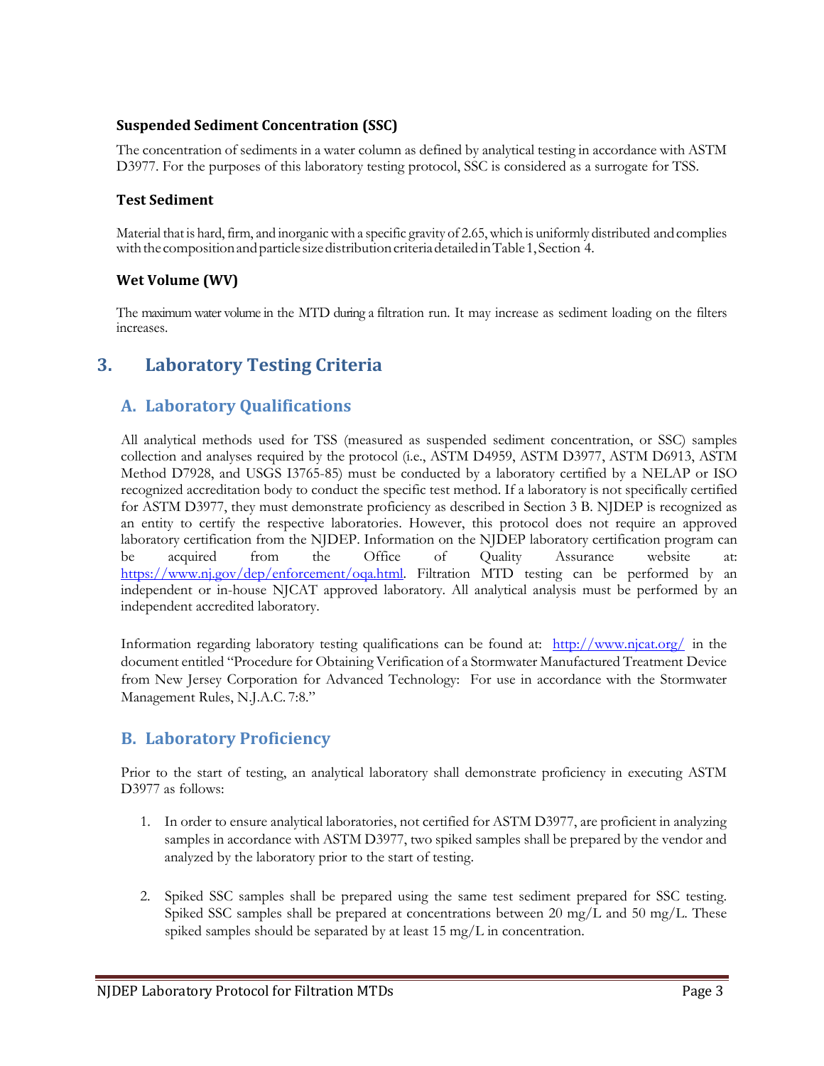### Suspended Sediment Concentration (SSC)

The concentration of sediments in a water column as defined by analytical testing in accordance with ASTM D3977. For the purposes of this laboratory testing protocol, SSC is considered as a surrogate for TSS.

### Test Sediment

Material that is hard, firm, and inorganic with a specific gravity of 2.65, which is uniformly distributed and complies with the composition and particle size distribution criteria detailed in Table 1, Section 4.

### Wet Volume (WV)

The maximum water volume in the MTD during a filtration run. It may increase as sediment loading on the filters increases.

# 3. Laboratory Testing Criteria

## A. Laboratory Qualifications

All analytical methods used for TSS (measured as suspended sediment concentration, or SSC) samples collection and analyses required by the protocol (i.e., ASTM D4959, ASTM D3977, ASTM D6913, ASTM Method D7928, and USGS I3765-85) must be conducted by a laboratory certified by a NELAP or ISO recognized accreditation body to conduct the specific test method. If a laboratory is not specifically certified for ASTM D3977, they must demonstrate proficiency as described in Section 3 B. NJDEP is recognized as an entity to certify the respective laboratories. However, this protocol does not require an approved laboratory certification from the NJDEP. Information on the NJDEP laboratory certification program can be acquired from the Office of Quality Assurance website at: https://www.nj.gov/dep/enforcement/oqa.html. Filtration MTD testing can be performed by an independent or in-house NJCAT approved laboratory. All analytical analysis must be performed by an independent accredited laboratory.

Information regarding laboratory testing qualifications can be found at: http://www.njcat.org/ in the document entitled "Procedure for Obtaining Verification of a Stormwater Manufactured Treatment Device from New Jersey Corporation for Advanced Technology: For use in accordance with the Stormwater Management Rules, N.J.A.C. 7:8."

## B. Laboratory Proficiency

Prior to the start of testing, an analytical laboratory shall demonstrate proficiency in executing ASTM D3977 as follows:

1. In order to ensure analytical laboratories, not certified for ASTM D3977, are proficient in analyzing samples in accordance with ASTM D3977, two spiked samples shall be prepared by the vendor and analyzed by the laboratory prior to the start of testing.

2. Spiked SSC samples shall be prepared using the same test sediment prepared for SSC testing. Spiked SSC samples shall be prepared at concentrations between 20 mg/L and 50 mg/L. These spiked samples should be separated by at least 15 mg/L in concentration.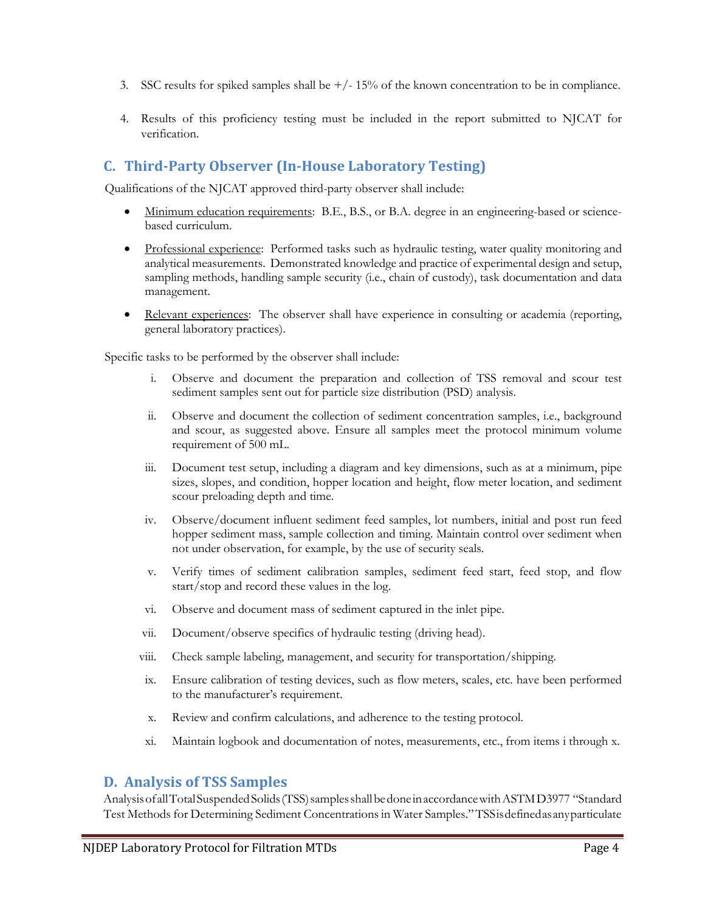3. SSC results for spiked samples shall be +/- 15% of the known concentration to be in compliance.

4. Results of this proficiency testing must be included in the report submitted to NJCAT for verification.

## C. Third-Party Observer (In-House Laboratory Testing)

Qualifications of the NJCAT approved third-party observer shall include:

- Minimum education requirements: B.E., B.S., or B.A. degree in an engineering-based or science-based curriculum.
- Professional experience: Performed tasks such as hydraulic testing, water quality monitoring and analytical measurements. Demonstrated knowledge and practice of experimental design and setup, sampling methods, handling sample security (i.e., chain of custody), task documentation and data management.
- Relevant experiences: The observer shall have experience in consulting or academia (reporting, general laboratory practices).

Specific tasks to be performed by the observer shall include:

i. Observe and document the preparation and collection of TSS removal and scour test sediment samples sent out for particle size distribution (PSD) analysis.

ii. Observe and document the collection of sediment concentration samples, i.e., background and scour, as suggested above. Ensure all samples meet the protocol minimum volume requirement of 500 mL.

iii. Document test setup, including a diagram and key dimensions, such as at a minimum, pipe sizes, slopes, and condition, hopper location and height, flow meter location, and sediment scour preloading depth and time.

iv. Observe/document influent sediment feed samples, lot numbers, initial and post run feed hopper sediment mass, sample collection and timing. Maintain control over sediment when not under observation, for example, by the use of security seals.

v. Verify times of sediment calibration samples, sediment feed start, feed stop, and flow start/stop and record these values in the log.

vi. Observe and document mass of sediment captured in the inlet pipe.

vii. Document/observe specifics of hydraulic testing (driving head).

viii. Check sample labeling, management, and security for transportation/shipping.

ix. Ensure calibration of testing devices, such as flow meters, scales, etc. have been performed to the manufacturer's requirement.

x. Review and confirm calculations, and adherence to the testing protocol.

xi. Maintain logbook and documentation of notes, measurements, etc., from items i through x.

## D. Analysis of TSS Samples

Analysis of all Total Suspended Solids (TSS) samples shall be done in accordance with ASTM D3977 "Standard Test Methods for Determining Sediment Concentrations in Water Samples." TSS is defined as any particulate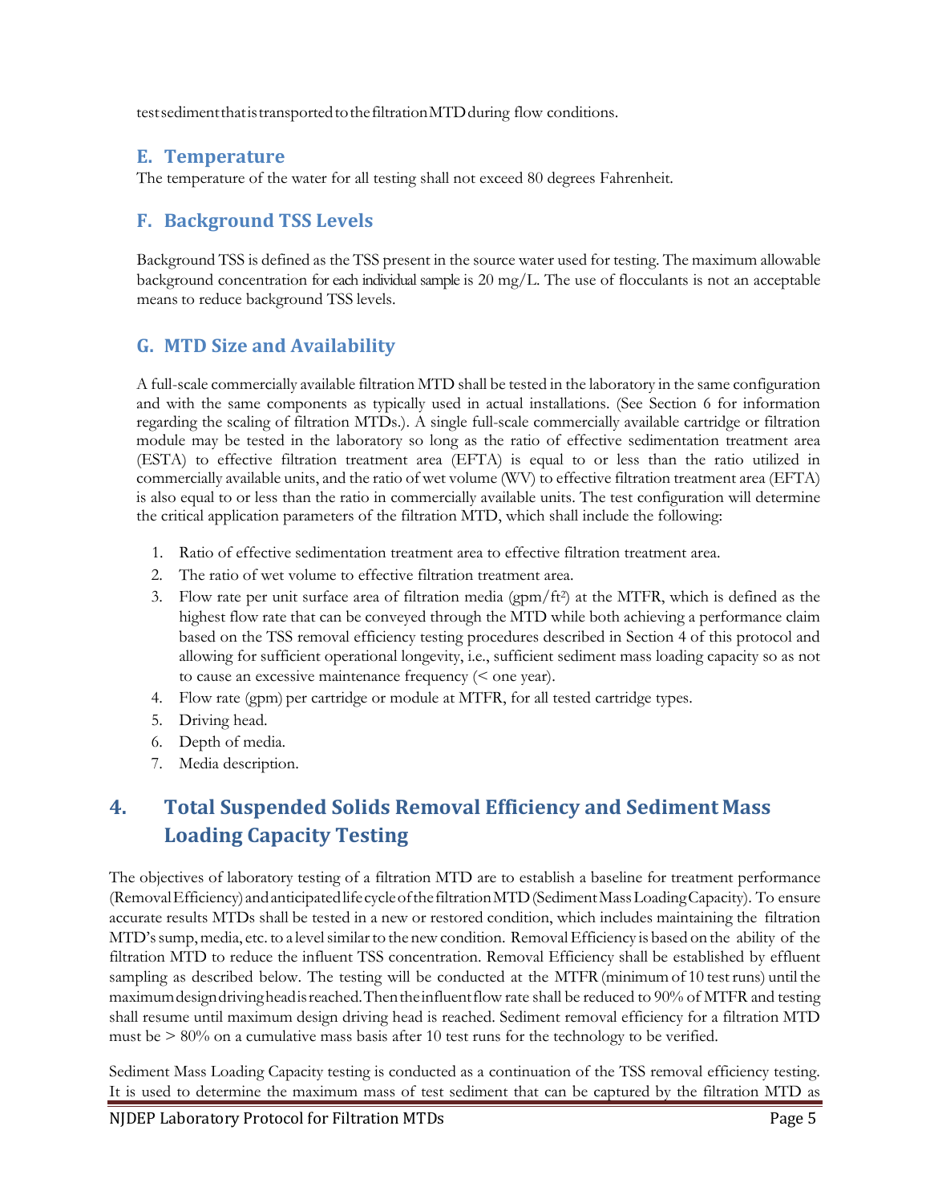test sediment that is transported to the filtration MTD during flow conditions.

### E. Temperature

The temperature of the water for all testing shall not exceed 80 degrees Fahrenheit.

### F. Background TSS Levels

Background TSS is defined as the TSS present in the source water used for testing. The maximum allowable background concentration for each individual sample is 20 mg/L. The use of flocculants is not an acceptable means to reduce background TSS levels.

### G. MTD Size and Availability

A full-scale commercially available filtration MTD shall be tested in the laboratory in the same configuration and with the same components as typically used in actual installations. (See Section 6 for information regarding the scaling of filtration MTDs.). A single full-scale commercially available cartridge or filtration module may be tested in the laboratory so long as the ratio of effective sedimentation treatment area (ESTA) to effective filtration treatment area (EFTA) is equal to or less than the ratio utilized in commercially available units, and the ratio of wet volume (WV) to effective filtration treatment area (EFTA) is also equal to or less than the ratio in commercially available units. The test configuration will determine the critical application parameters of the filtration MTD, which shall include the following:

1. Ratio of effective sedimentation treatment area to effective filtration treatment area.
2. The ratio of wet volume to effective filtration treatment area.
3. Flow rate per unit surface area of filtration media (gpm/ft$^2$) at the MTFR, which is defined as the highest flow rate that can be conveyed through the MTD while both achieving a performance claim based on the TSS removal efficiency testing procedures described in Section 4 of this protocol and allowing for sufficient operational longevity, i.e., sufficient sediment mass loading capacity so as not to cause an excessive maintenance frequency (< one year).
4. Flow rate (gpm) per cartridge or module at MTFR, for all tested cartridge types.
5. Driving head.
6. Depth of media.
7. Media description.

## 4. Total Suspended Solids Removal Efficiency and Sediment Mass Loading Capacity Testing

The objectives of laboratory testing of a filtration MTD are to establish a baseline for treatment performance (Removal Efficiency) and anticipated life cycle of the filtration MTD (Sediment Mass Loading Capacity). To ensure accurate results MTDs shall be tested in a new or restored condition, which includes maintaining the filtration MTD's sump, media, etc. to a level similar to the new condition. Removal Efficiency is based on the ability of the filtration MTD to reduce the influent TSS concentration. Removal Efficiency shall be established by effluent sampling as described below. The testing will be conducted at the MTFR (minimum of 10 test runs) until the maximum design driving head is reached. Then the influent flow rate shall be reduced to 90% of MTFR and testing shall resume until maximum design driving head is reached. Sediment removal efficiency for a filtration MTD must be > 80% on a cumulative mass basis after 10 test runs for the technology to be verified.

Sediment Mass Loading Capacity testing is conducted as a continuation of the TSS removal efficiency testing. It is used to determine the maximum mass of test sediment that can be captured by the filtration MTD as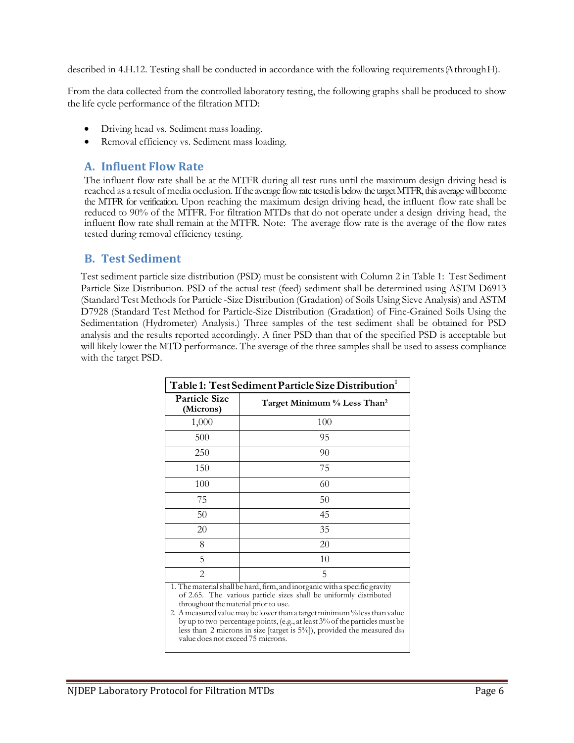described in 4.H.12. Testing shall be conducted in accordance with the following requirements (A through H).

From the data collected from the controlled laboratory testing, the following graphs shall be produced to show the life cycle performance of the filtration MTD:

- Driving head vs. Sediment mass loading.
- Removal efficiency vs. Sediment mass loading.

## A. Influent Flow Rate

The influent flow rate shall be at the MTFR during all test runs until the maximum design driving head is reached as a result of media occlusion. If the average flow rate tested is below the target MTFR, this average will become the MTFR for verification. Upon reaching the maximum design driving head, the influent flow rate shall be reduced to 90% of the MTFR. For filtration MTDs that do not operate under a design driving head, the influent flow rate shall remain at the MTFR. Note: The average flow rate is the average of the flow rates tested during removal efficiency testing.

## B. Test Sediment

Test sediment particle size distribution (PSD) must be consistent with Column 2 in Table 1: Test Sediment Particle Size Distribution. PSD of the actual test (feed) sediment shall be determined using ASTM D6913 (Standard Test Methods for Particle -Size Distribution (Gradation) of Soils Using Sieve Analysis) and ASTM D7928 (Standard Test Method for Particle-Size Distribution (Gradation) of Fine-Grained Soils Using the Sedimentation (Hydrometer) Analysis.) Three samples of the test sediment shall be obtained for PSD analysis and the results reported accordingly. A finer PSD than that of the specified PSD is acceptable but will likely lower the MTD performance. The average of the three samples shall be used to assess compliance with the target PSD.

**Table 1: Test Sediment Particle Size Distribution[1]**

| Particle Size (Microns) | Target Minimum % Less Than[2] |
|---|---|
| 1,000 | 100 |
| 500 | 95 |
| 250 | 90 |
| 150 | 75 |
| 100 | 60 |
| 75 | 50 |
| 50 | 45 |
| 20 | 35 |
| 8 | 20 |
| 5 | 10 |
| 2 | 5 |

1. The material shall be hard, firm, and inorganic with a specific gravity of 2.65. The various particle sizes shall be uniformly distributed throughout the material prior to use.
2. A measured value may be lower than a target minimum % less than value by up to two percentage points, (e.g., at least 3% of the particles must be less than 2 microns in size [target is 5%]), provided the measured $d_{50}$ value does not exceed 75 microns.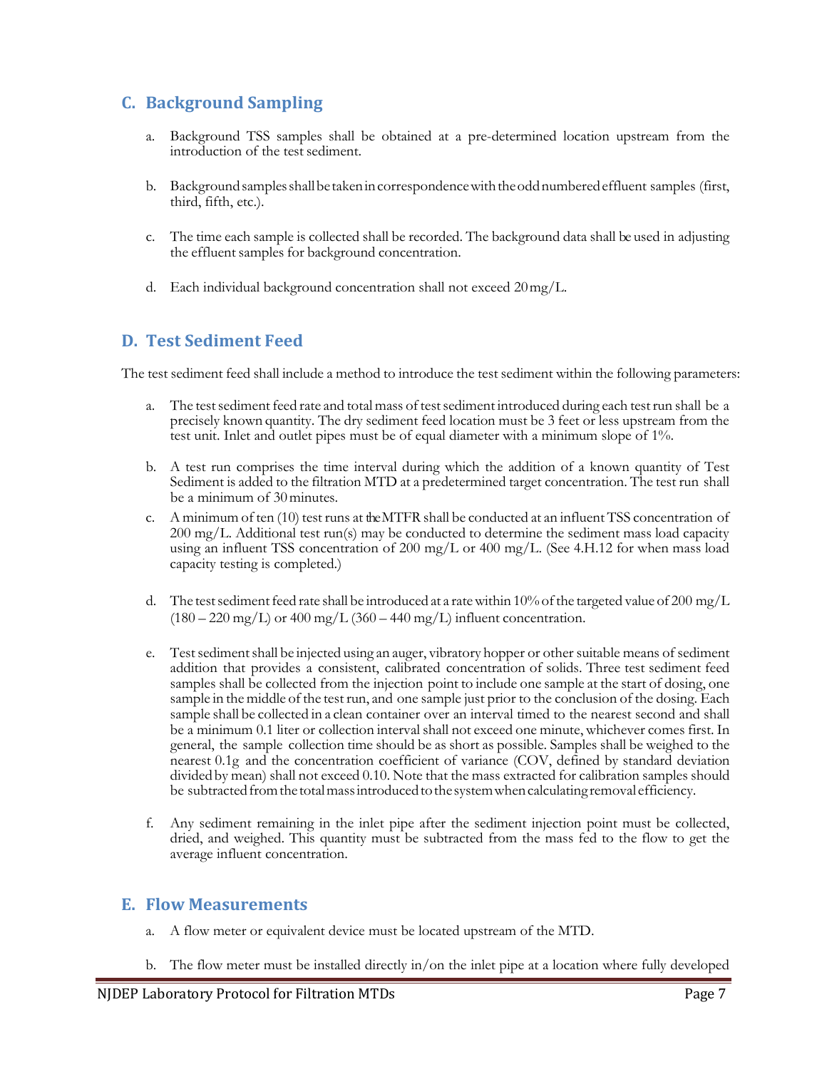## C. Background Sampling

a. Background TSS samples shall be obtained at a pre-determined location upstream from the introduction of the test sediment.

b. Background samples shall be taken in correspondence with the odd numbered effluent samples (first, third, fifth, etc.).

c. The time each sample is collected shall be recorded. The background data shall be used in adjusting the effluent samples for background concentration.

d. Each individual background concentration shall not exceed 20 mg/L.

## D. Test Sediment Feed

The test sediment feed shall include a method to introduce the test sediment within the following parameters:

a. The test sediment feed rate and total mass of test sediment introduced during each test run shall be a precisely known quantity. The dry sediment feed location must be 3 feet or less upstream from the test unit. Inlet and outlet pipes must be of equal diameter with a minimum slope of 1%.

b. A test run comprises the time interval during which the addition of a known quantity of Test Sediment is added to the filtration MTD at a predetermined target concentration. The test run shall be a minimum of 30 minutes.

c. A minimum of ten (10) test runs at the MTFR shall be conducted at an influent TSS concentration of 200 mg/L. Additional test run(s) may be conducted to determine the sediment mass load capacity using an influent TSS concentration of 200 mg/L or 400 mg/L. (See 4.H.12 for when mass load capacity testing is completed.)

d. The test sediment feed rate shall be introduced at a rate within 10% of the targeted value of 200 mg/L (180 – 220 mg/L) or 400 mg/L (360 – 440 mg/L) influent concentration.

e. Test sediment shall be injected using an auger, vibratory hopper or other suitable means of sediment addition that provides a consistent, calibrated concentration of solids. Three test sediment feed samples shall be collected from the injection point to include one sample at the start of dosing, one sample in the middle of the test run, and one sample just prior to the conclusion of the dosing. Each sample shall be collected in a clean container over an interval timed to the nearest second and shall be a minimum 0.1 liter or collection interval shall not exceed one minute, whichever comes first. In general, the sample collection time should be as short as possible. Samples shall be weighed to the nearest 0.1g and the concentration coefficient of variance (COV, defined by standard deviation divided by mean) shall not exceed 0.10. Note that the mass extracted for calibration samples should be subtracted from the total mass introduced to the system when calculating removal efficiency.

f. Any sediment remaining in the inlet pipe after the sediment injection point must be collected, dried, and weighed. This quantity must be subtracted from the mass fed to the flow to get the average influent concentration.

## E. Flow Measurements

a. A flow meter or equivalent device must be located upstream of the MTD.

b. The flow meter must be installed directly in/on the inlet pipe at a location where fully developed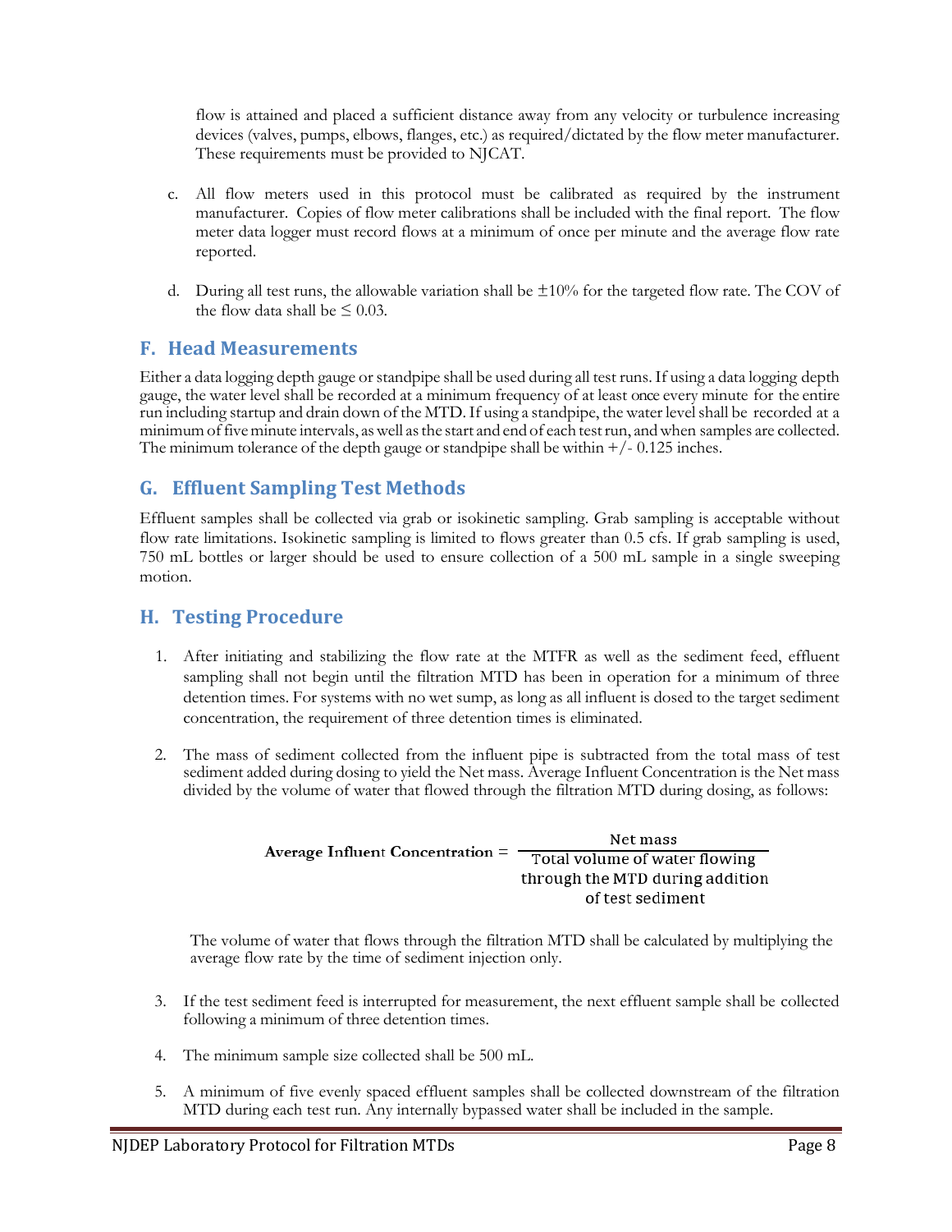flow is attained and placed a sufficient distance away from any velocity or turbulence increasing devices (valves, pumps, elbows, flanges, etc.) as required/dictated by the flow meter manufacturer. These requirements must be provided to NJCAT.

c. All flow meters used in this protocol must be calibrated as required by the instrument manufacturer. Copies of flow meter calibrations shall be included with the final report. The flow meter data logger must record flows at a minimum of once per minute and the average flow rate reported.

d. During all test runs, the allowable variation shall be ±10% for the targeted flow rate. The COV of the flow data shall be ≤ 0.03.

## F. Head Measurements

Either a data logging depth gauge or standpipe shall be used during all test runs. If using a data logging depth gauge, the water level shall be recorded at a minimum frequency of at least once every minute for the entire run including startup and drain down of the MTD. If using a standpipe, the water level shall be recorded at a minimum of five minute intervals, as well as the start and end of each test run, and when samples are collected. The minimum tolerance of the depth gauge or standpipe shall be within +/- 0.125 inches.

## G. Effluent Sampling Test Methods

Effluent samples shall be collected via grab or isokinetic sampling. Grab sampling is acceptable without flow rate limitations. Isokinetic sampling is limited to flows greater than 0.5 cfs. If grab sampling is used, 750 mL bottles or larger should be used to ensure collection of a 500 mL sample in a single sweeping motion.

## H. Testing Procedure

1. After initiating and stabilizing the flow rate at the MTFR as well as the sediment feed, effluent sampling shall not begin until the filtration MTD has been in operation for a minimum of three detention times. For systems with no wet sump, as long as all influent is dosed to the target sediment concentration, the requirement of three detention times is eliminated.

2. The mass of sediment collected from the influent pipe is subtracted from the total mass of test sediment added during dosing to yield the Net mass. Average Influent Concentration is the Net mass divided by the volume of water that flowed through the filtration MTD during dosing, as follows:

$$\textbf{Average Influent Concentration} = \frac{\text{Net mass}}{\text{Total volume of water flowing through the MTD during addition of test sediment}}$$

   The volume of water that flows through the filtration MTD shall be calculated by multiplying the average flow rate by the time of sediment injection only.

3. If the test sediment feed is interrupted for measurement, the next effluent sample shall be collected following a minimum of three detention times.

4. The minimum sample size collected shall be 500 mL.

5. A minimum of five evenly spaced effluent samples shall be collected downstream of the filtration MTD during each test run. Any internally bypassed water shall be included in the sample.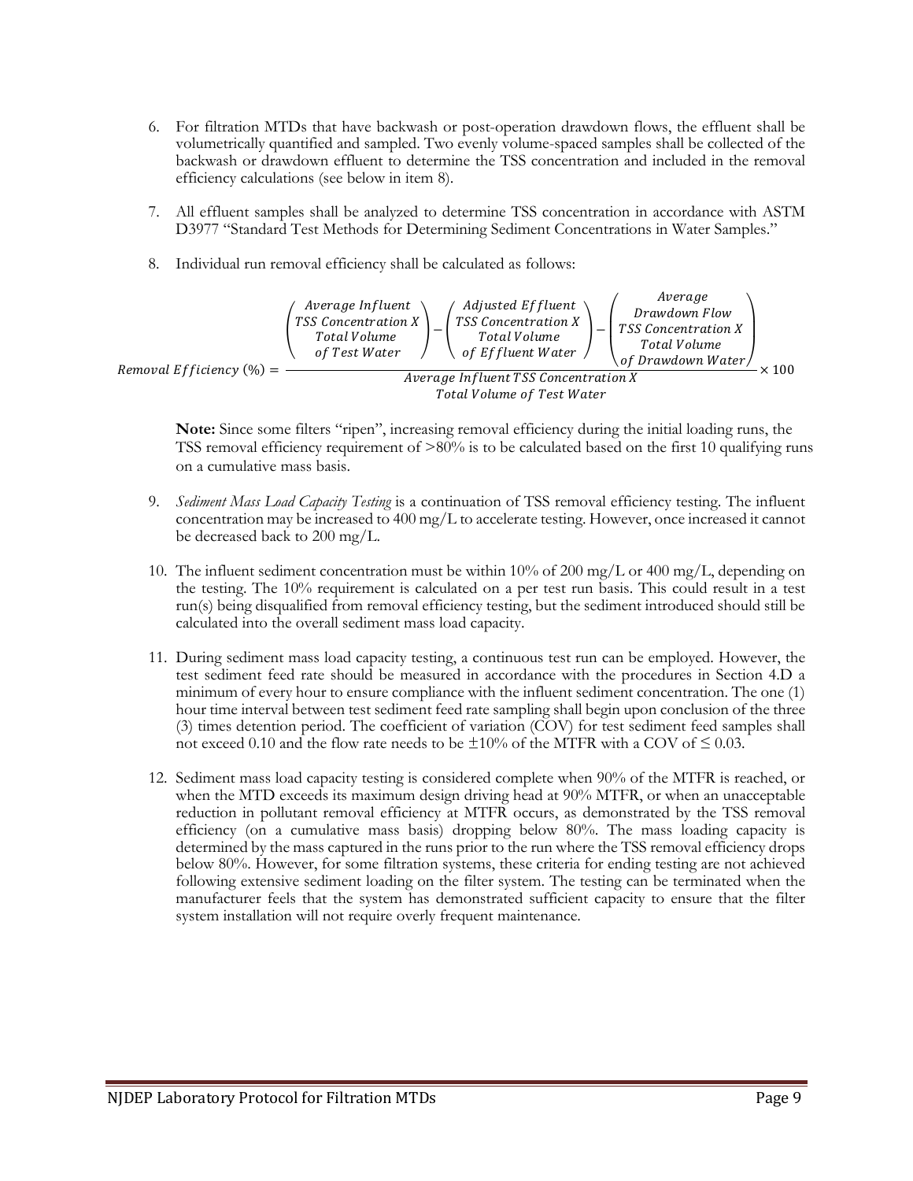6. For filtration MTDs that have backwash or post-operation drawdown flows, the effluent shall be volumetrically quantified and sampled. Two evenly volume-spaced samples shall be collected of the backwash or drawdown effluent to determine the TSS concentration and included in the removal efficiency calculations (see below in item 8).

7. All effluent samples shall be analyzed to determine TSS concentration in accordance with ASTM D3977 "Standard Test Methods for Determining Sediment Concentrations in Water Samples."

8. Individual run removal efficiency shall be calculated as follows:

$$Removal\ Efficiency\ (\%) = \frac{\begin{pmatrix} Average\ Influent \\ TSS\ Concentration\ X \\ Total\ Volume \\ of\ Test\ Water \end{pmatrix} - \begin{pmatrix} Adjusted\ Effluent \\ TSS\ Concentration\ X \\ Total\ Volume \\ of\ Effluent\ Water \end{pmatrix} - \begin{pmatrix} Average \\ Drawdown\ Flow \\ TSS\ Concentration\ X \\ Total\ Volume \\ of\ Drawdown\ Water \end{pmatrix}}{\begin{matrix} Average\ Influent\ TSS\ Concentration\ X \\ Total\ Volume\ of\ Test\ Water \end{matrix}} \times 100$$

**Note:** Since some filters "ripen", increasing removal efficiency during the initial loading runs, the TSS removal efficiency requirement of >80% is to be calculated based on the first 10 qualifying runs on a cumulative mass basis.

9. *Sediment Mass Load Capacity Testing* is a continuation of TSS removal efficiency testing. The influent concentration may be increased to 400 mg/L to accelerate testing. However, once increased it cannot be decreased back to 200 mg/L.

10. The influent sediment concentration must be within 10% of 200 mg/L or 400 mg/L, depending on the testing. The 10% requirement is calculated on a per test run basis. This could result in a test run(s) being disqualified from removal efficiency testing, but the sediment introduced should still be calculated into the overall sediment mass load capacity.

11. During sediment mass load capacity testing, a continuous test run can be employed. However, the test sediment feed rate should be measured in accordance with the procedures in Section 4.D a minimum of every hour to ensure compliance with the influent sediment concentration. The one (1) hour time interval between test sediment feed rate sampling shall begin upon conclusion of the three (3) times detention period. The coefficient of variation (COV) for test sediment feed samples shall not exceed 0.10 and the flow rate needs to be ±10% of the MTFR with a COV of ≤ 0.03.

12. Sediment mass load capacity testing is considered complete when 90% of the MTFR is reached, or when the MTD exceeds its maximum design driving head at 90% MTFR, or when an unacceptable reduction in pollutant removal efficiency at MTFR occurs, as demonstrated by the TSS removal efficiency (on a cumulative mass basis) dropping below 80%. The mass loading capacity is determined by the mass captured in the runs prior to the run where the TSS removal efficiency drops below 80%. However, for some filtration systems, these criteria for ending testing are not achieved following extensive sediment loading on the filter system. The testing can be terminated when the manufacturer feels that the system has demonstrated sufficient capacity to ensure that the filter system installation will not require overly frequent maintenance.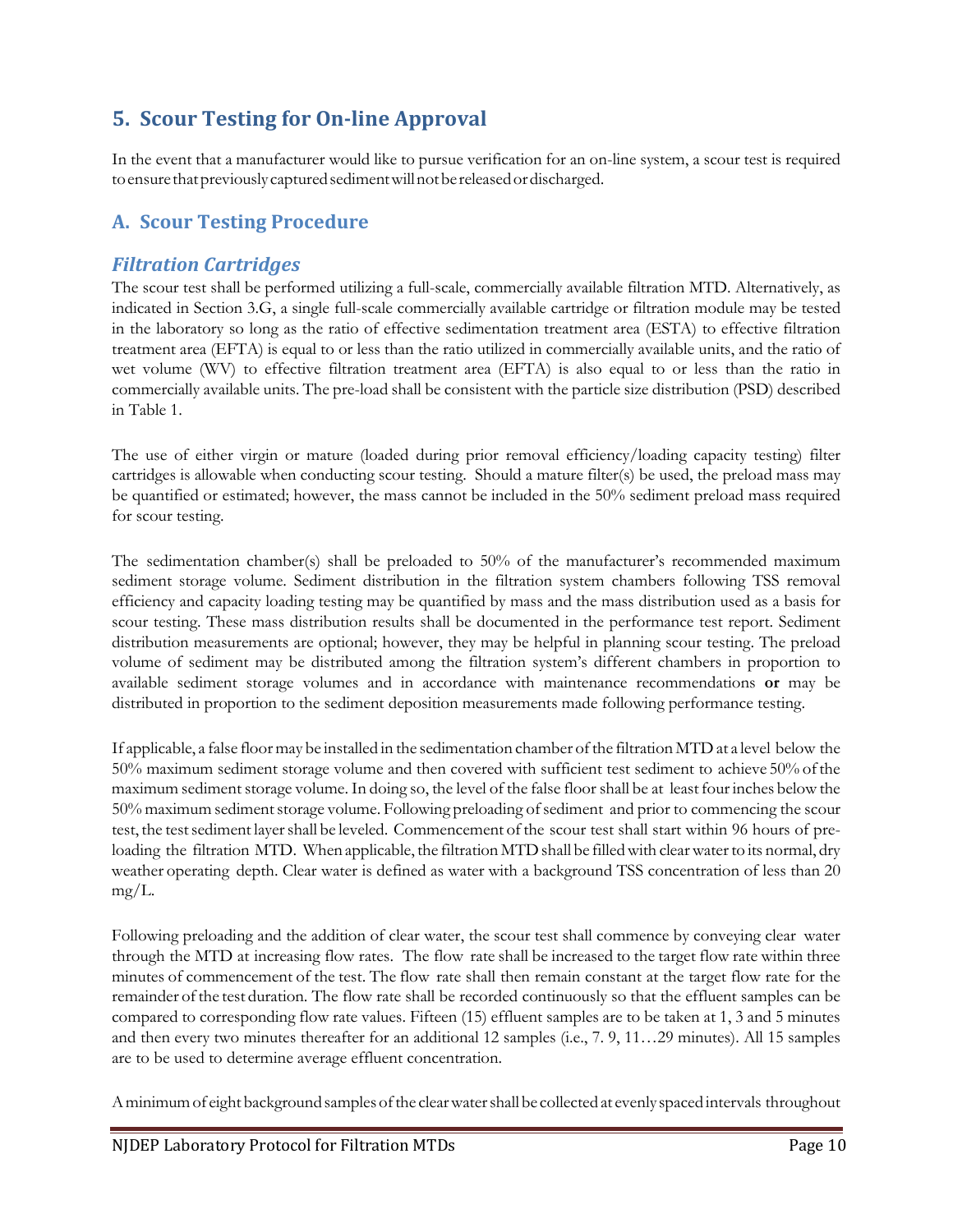## 5. Scour Testing for On-line Approval

In the event that a manufacturer would like to pursue verification for an on-line system, a scour test is required to ensure that previously captured sediment will not be released or discharged.

### A. Scour Testing Procedure

#### *Filtration Cartridges*

The scour test shall be performed utilizing a full-scale, commercially available filtration MTD. Alternatively, as indicated in Section 3.G, a single full-scale commercially available cartridge or filtration module may be tested in the laboratory so long as the ratio of effective sedimentation treatment area (ESTA) to effective filtration treatment area (EFTA) is equal to or less than the ratio utilized in commercially available units, and the ratio of wet volume (WV) to effective filtration treatment area (EFTA) is also equal to or less than the ratio in commercially available units. The pre-load shall be consistent with the particle size distribution (PSD) described in Table 1.

The use of either virgin or mature (loaded during prior removal efficiency/loading capacity testing) filter cartridges is allowable when conducting scour testing. Should a mature filter(s) be used, the preload mass may be quantified or estimated; however, the mass cannot be included in the 50% sediment preload mass required for scour testing.

The sedimentation chamber(s) shall be preloaded to 50% of the manufacturer's recommended maximum sediment storage volume. Sediment distribution in the filtration system chambers following TSS removal efficiency and capacity loading testing may be quantified by mass and the mass distribution used as a basis for scour testing. These mass distribution results shall be documented in the performance test report. Sediment distribution measurements are optional; however, they may be helpful in planning scour testing. The preload volume of sediment may be distributed among the filtration system's different chambers in proportion to available sediment storage volumes and in accordance with maintenance recommendations **or** may be distributed in proportion to the sediment deposition measurements made following performance testing.

If applicable, a false floor may be installed in the sedimentation chamber of the filtration MTD at a level below the 50% maximum sediment storage volume and then covered with sufficient test sediment to achieve 50% of the maximum sediment storage volume. In doing so, the level of the false floor shall be at least four inches below the 50% maximum sediment storage volume. Following preloading of sediment and prior to commencing the scour test, the test sediment layer shall be leveled. Commencement of the scour test shall start within 96 hours of pre-loading the filtration MTD. When applicable, the filtration MTD shall be filled with clear water to its normal, dry weather operating depth. Clear water is defined as water with a background TSS concentration of less than 20 mg/L.

Following preloading and the addition of clear water, the scour test shall commence by conveying clear water through the MTD at increasing flow rates. The flow rate shall be increased to the target flow rate within three minutes of commencement of the test. The flow rate shall then remain constant at the target flow rate for the remainder of the test duration. The flow rate shall be recorded continuously so that the effluent samples can be compared to corresponding flow rate values. Fifteen (15) effluent samples are to be taken at 1, 3 and 5 minutes and then every two minutes thereafter for an additional 12 samples (i.e., 7. 9, 11…29 minutes). All 15 samples are to be used to determine average effluent concentration.

A minimum of eight background samples of the clear water shall be collected at evenly spaced intervals throughout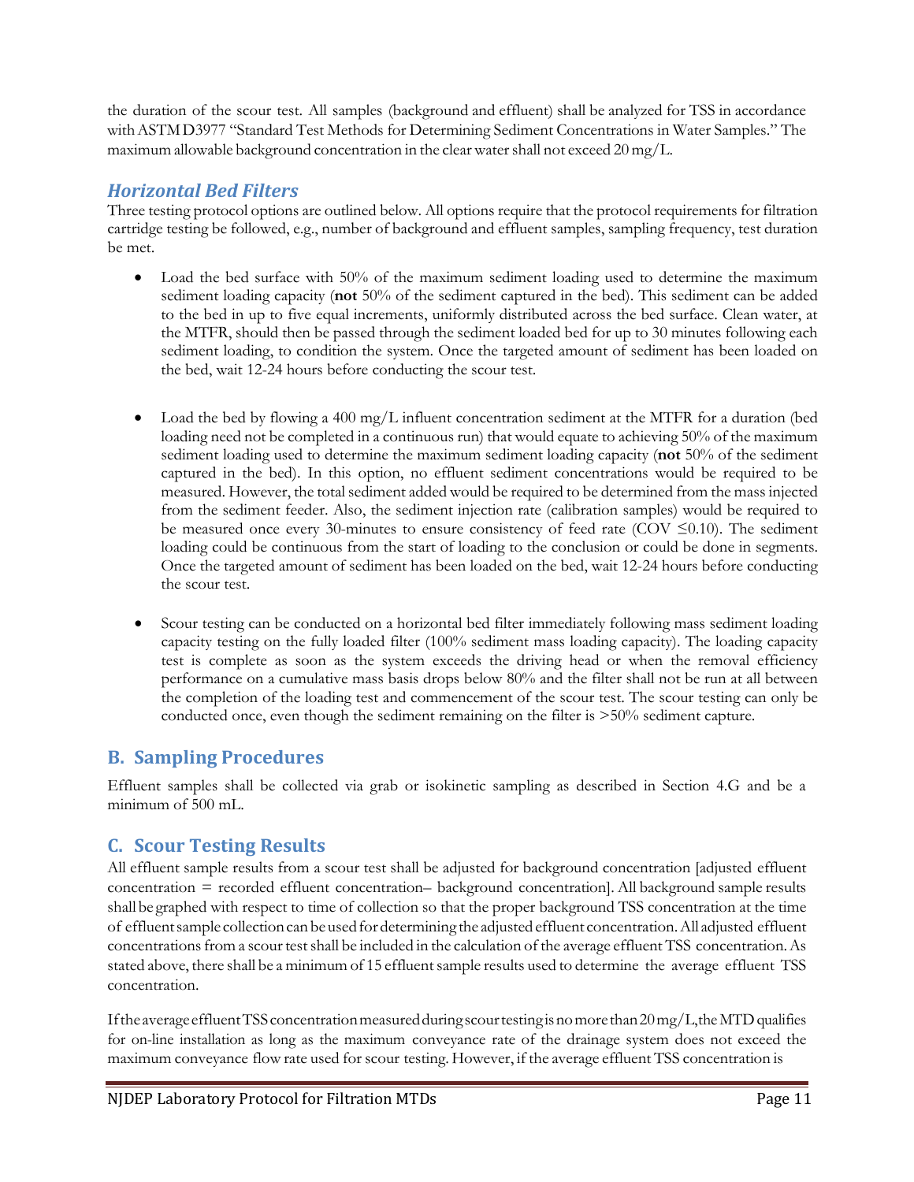the duration of the scour test. All samples (background and effluent) shall be analyzed for TSS in accordance with ASTM D3977 "Standard Test Methods for Determining Sediment Concentrations in Water Samples." The maximum allowable background concentration in the clear water shall not exceed 20 mg/L.

### *Horizontal Bed Filters*

Three testing protocol options are outlined below. All options require that the protocol requirements for filtration cartridge testing be followed, e.g., number of background and effluent samples, sampling frequency, test duration be met.

- Load the bed surface with 50% of the maximum sediment loading used to determine the maximum sediment loading capacity (**not** 50% of the sediment captured in the bed). This sediment can be added to the bed in up to five equal increments, uniformly distributed across the bed surface. Clean water, at the MTFR, should then be passed through the sediment loaded bed for up to 30 minutes following each sediment loading, to condition the system. Once the targeted amount of sediment has been loaded on the bed, wait 12-24 hours before conducting the scour test.

- Load the bed by flowing a 400 mg/L influent concentration sediment at the MTFR for a duration (bed loading need not be completed in a continuous run) that would equate to achieving 50% of the maximum sediment loading used to determine the maximum sediment loading capacity (**not** 50% of the sediment captured in the bed). In this option, no effluent sediment concentrations would be required to be measured. However, the total sediment added would be required to be determined from the mass injected from the sediment feeder. Also, the sediment injection rate (calibration samples) would be required to be measured once every 30-minutes to ensure consistency of feed rate (COV $\leq$0.10). The sediment loading could be continuous from the start of loading to the conclusion or could be done in segments. Once the targeted amount of sediment has been loaded on the bed, wait 12-24 hours before conducting the scour test.

- Scour testing can be conducted on a horizontal bed filter immediately following mass sediment loading capacity testing on the fully loaded filter (100% sediment mass loading capacity). The loading capacity test is complete as soon as the system exceeds the driving head or when the removal efficiency performance on a cumulative mass basis drops below 80% and the filter shall not be run at all between the completion of the loading test and commencement of the scour test. The scour testing can only be conducted once, even though the sediment remaining on the filter is >50% sediment capture.

## B. Sampling Procedures

Effluent samples shall be collected via grab or isokinetic sampling as described in Section 4.G and be a minimum of 500 mL.

## C. Scour Testing Results

All effluent sample results from a scour test shall be adjusted for background concentration [adjusted effluent concentration = recorded effluent concentration– background concentration]. All background sample results shall be graphed with respect to time of collection so that the proper background TSS concentration at the time of effluent sample collection can be used for determining the adjusted effluent concentration. All adjusted effluent concentrations from a scour test shall be included in the calculation of the average effluent TSS concentration. As stated above, there shall be a minimum of 15 effluent sample results used to determine the average effluent TSS concentration.

If the average effluent TSS concentration measured during scour testing is no more than 20 mg/L, the MTD qualifies for on-line installation as long as the maximum conveyance rate of the drainage system does not exceed the maximum conveyance flow rate used for scour testing. However, if the average effluent TSS concentration is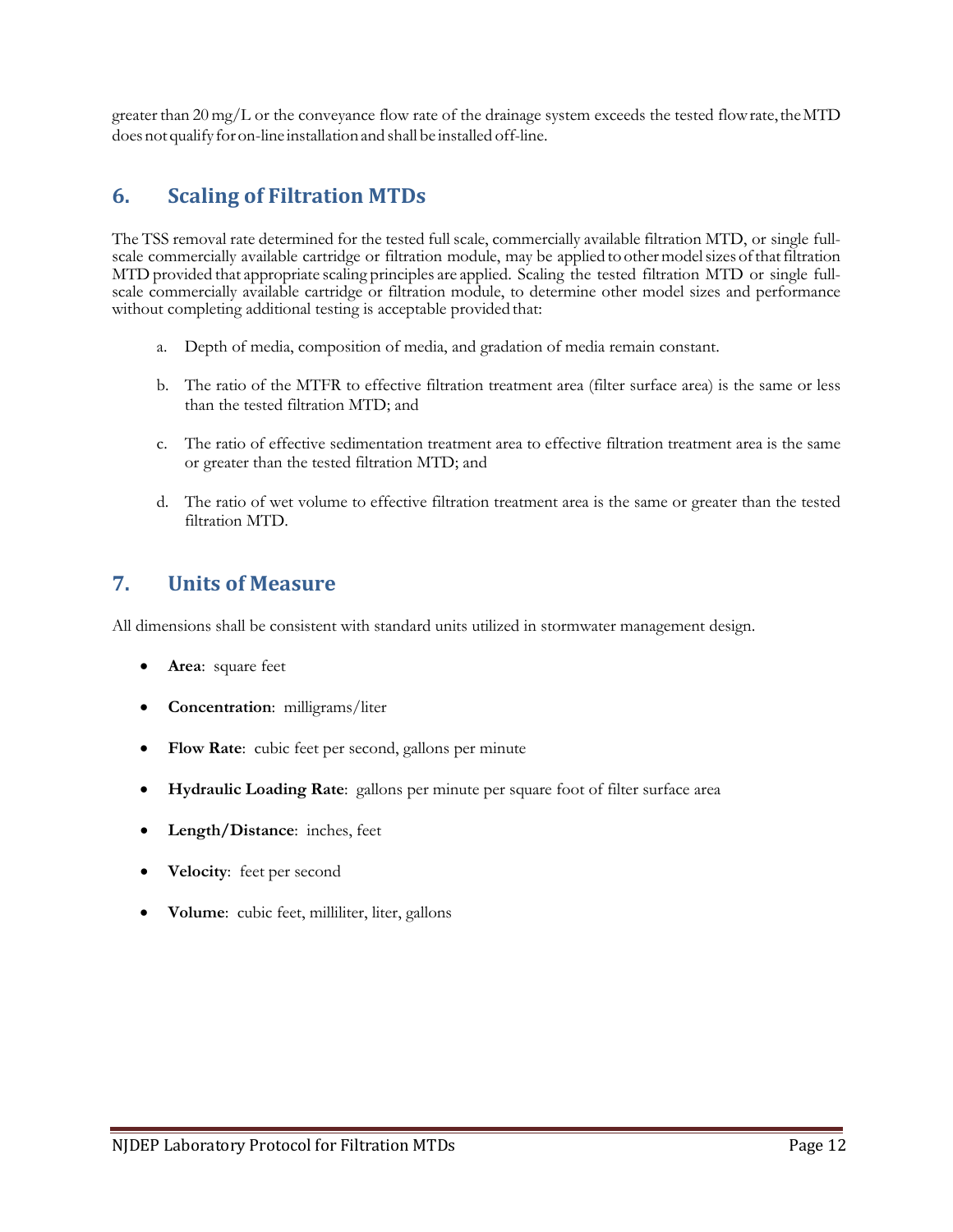greater than 20 mg/L or the conveyance flow rate of the drainage system exceeds the tested flow rate, the MTD does not qualify for on-line installation and shall be installed off-line.

## 6. Scaling of Filtration MTDs

The TSS removal rate determined for the tested full scale, commercially available filtration MTD, or single full-scale commercially available cartridge or filtration module, may be applied to other model sizes of that filtration MTD provided that appropriate scaling principles are applied. Scaling the tested filtration MTD or single full-scale commercially available cartridge or filtration module, to determine other model sizes and performance without completing additional testing is acceptable provided that:

a. Depth of media, composition of media, and gradation of media remain constant.

b. The ratio of the MTFR to effective filtration treatment area (filter surface area) is the same or less than the tested filtration MTD; and

c. The ratio of effective sedimentation treatment area to effective filtration treatment area is the same or greater than the tested filtration MTD; and

d. The ratio of wet volume to effective filtration treatment area is the same or greater than the tested filtration MTD.

## 7. Units of Measure

All dimensions shall be consistent with standard units utilized in stormwater management design.

- **Area**: square feet
- **Concentration**: milligrams/liter
- **Flow Rate**: cubic feet per second, gallons per minute
- **Hydraulic Loading Rate**: gallons per minute per square foot of filter surface area
- **Length/Distance**: inches, feet
- **Velocity**: feet per second
- **Volume**: cubic feet, milliliter, liter, gallons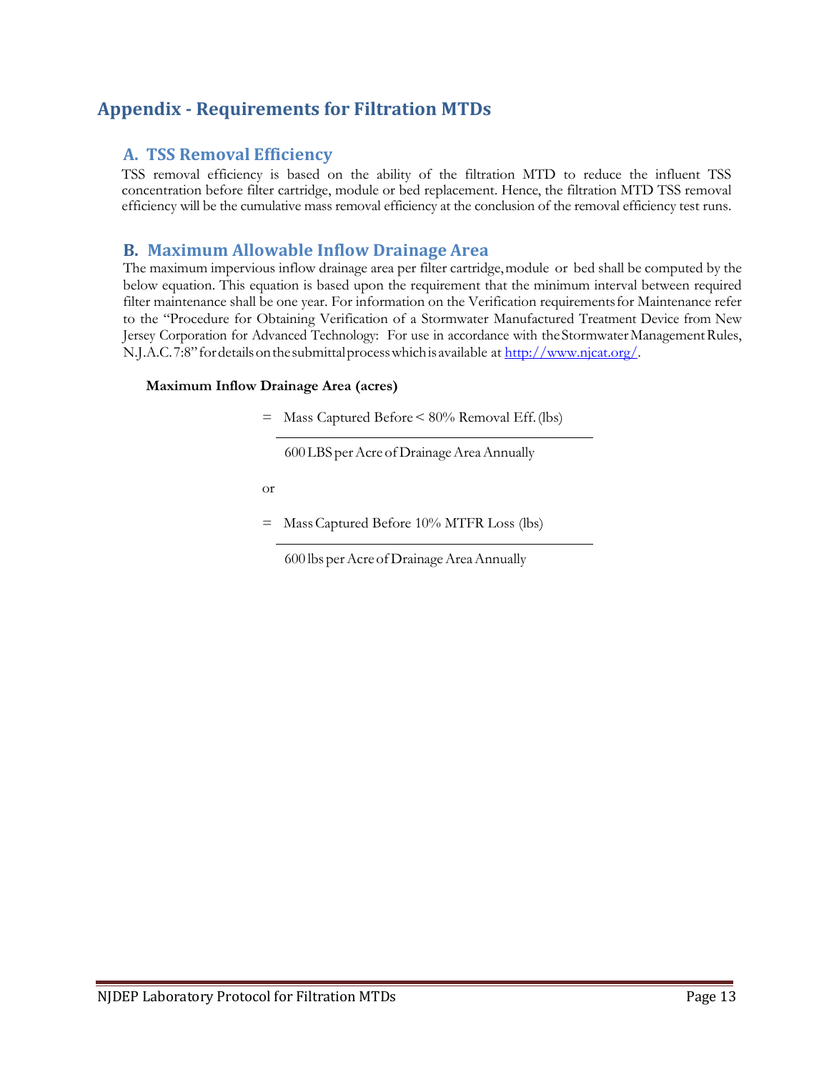# Appendix - Requirements for Filtration MTDs

## A. TSS Removal Efficiency

TSS removal efficiency is based on the ability of the filtration MTD to reduce the influent TSS concentration before filter cartridge, module or bed replacement. Hence, the filtration MTD TSS removal efficiency will be the cumulative mass removal efficiency at the conclusion of the removal efficiency test runs.

## B. Maximum Allowable Inflow Drainage Area

The maximum impervious inflow drainage area per filter cartridge, module or bed shall be computed by the below equation. This equation is based upon the requirement that the minimum interval between required filter maintenance shall be one year. For information on the Verification requirements for Maintenance refer to the "Procedure for Obtaining Verification of a Stormwater Manufactured Treatment Device from New Jersey Corporation for Advanced Technology: For use in accordance with the Stormwater Management Rules, N.J.A.C. 7:8" for details on the submittal process which is available at http://www.njcat.org/.

**Maximum Inflow Drainage Area (acres)**

$$= \frac{\text{Mass Captured Before} < 80\% \text{ Removal Eff. (lbs)}}{\text{600 LBS per Acre of Drainage Area Annually}}$$

or

$$= \frac{\text{Mass Captured Before 10\% MTFR Loss (lbs)}}{\text{600 lbs per Acre of Drainage Area Annually}}$$